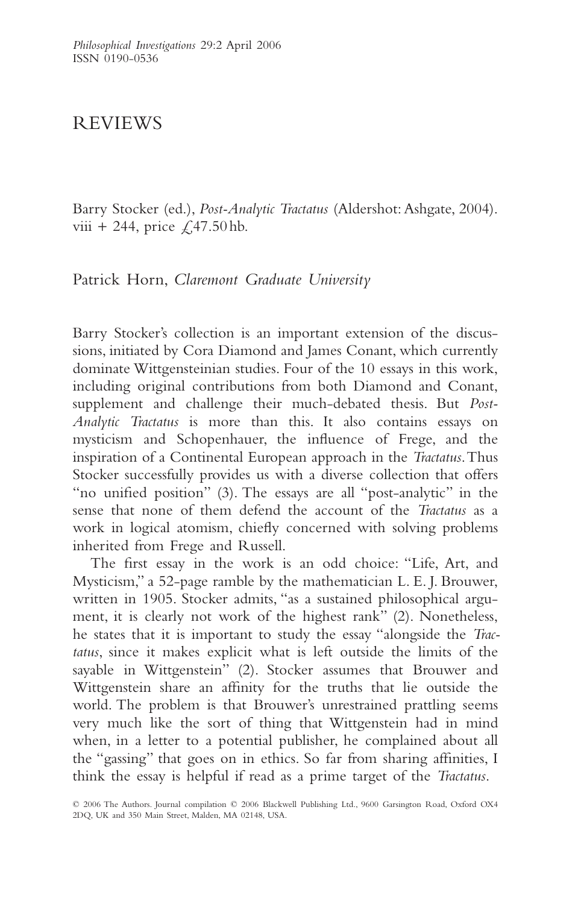# REVIEWS

Barry Stocker (ed.), *Post-Analytic Tractatus* (Aldershot: Ashgate, 2004). viii + 244, price £47.50 hb.

Patrick Horn, *Claremont Graduate University*

Barry Stocker's collection is an important extension of the discussions, initiated by Cora Diamond and James Conant, which currently dominate Wittgensteinian studies. Four of the 10 essays in this work, including original contributions from both Diamond and Conant, supplement and challenge their much-debated thesis. But *Post-Analytic Tractatus* is more than this. It also contains essays on mysticism and Schopenhauer, the influence of Frege, and the inspiration of a Continental European approach in the *Tractatus*. Thus Stocker successfully provides us with a diverse collection that offers "no unified position" (3). The essays are all "post-analytic" in the sense that none of them defend the account of the *Tractatus* as a work in logical atomism, chiefly concerned with solving problems inherited from Frege and Russell.

The first essay in the work is an odd choice: "Life, Art, and Mysticism," a 52-page ramble by the mathematician L. E. J. Brouwer, written in 1905. Stocker admits, "as a sustained philosophical argument, it is clearly not work of the highest rank" (2). Nonetheless, he states that it is important to study the essay "alongside the *Tractatus*, since it makes explicit what is left outside the limits of the sayable in Wittgenstein" (2). Stocker assumes that Brouwer and Wittgenstein share an affinity for the truths that lie outside the world. The problem is that Brouwer's unrestrained prattling seems very much like the sort of thing that Wittgenstein had in mind when, in a letter to a potential publisher, he complained about all the "gassing" that goes on in ethics. So far from sharing affinities, I think the essay is helpful if read as a prime target of the *Tractatus*.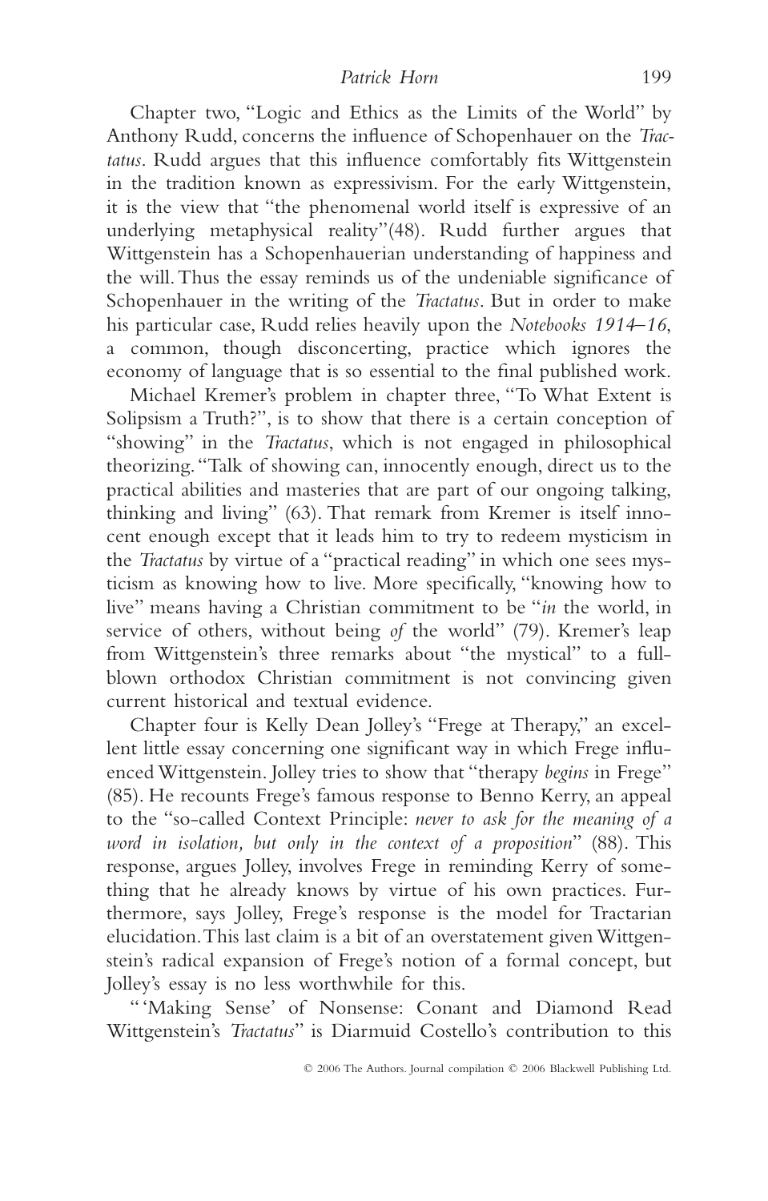Chapter two, "Logic and Ethics as the Limits of the World" by Anthony Rudd, concerns the influence of Schopenhauer on the *Tractatus*. Rudd argues that this influence comfortably fits Wittgenstein in the tradition known as expressivism. For the early Wittgenstein, it is the view that "the phenomenal world itself is expressive of an underlying metaphysical reality"(48). Rudd further argues that Wittgenstein has a Schopenhauerian understanding of happiness and the will. Thus the essay reminds us of the undeniable significance of Schopenhauer in the writing of the *Tractatus*. But in order to make his particular case, Rudd relies heavily upon the *Notebooks 1914–16*, a common, though disconcerting, practice which ignores the economy of language that is so essential to the final published work.

Michael Kremer's problem in chapter three, "To What Extent is Solipsism a Truth?", is to show that there is a certain conception of "showing" in the *Tractatus*, which is not engaged in philosophical theorizing. "Talk of showing can, innocently enough, direct us to the practical abilities and masteries that are part of our ongoing talking, thinking and living" (63). That remark from Kremer is itself innocent enough except that it leads him to try to redeem mysticism in the *Tractatus* by virtue of a "practical reading" in which one sees mysticism as knowing how to live. More specifically, "knowing how to live" means having a Christian commitment to be "*in* the world, in service of others, without being *of* the world" (79). Kremer's leap from Wittgenstein's three remarks about "the mystical" to a full-blown orthodox Christian commitment is not convincing given current historical and textual evidence.

Chapter four is Kelly Dean Jolley's "Frege at Therapy," an excellent little essay concerning one significant way in which Frege influenced Wittgenstein. Jolley tries to show that "therapy *begins* in Frege" (85). He recounts Frege's famous response to Benno Kerry, an appeal to the "so-called Context Principle: *never to ask for the meaning of a word in isolation, but only in the context of a proposition*" (88). This response, argues Jolley, involves Frege in reminding Kerry of something that he already knows by virtue of his own practices. Furthermore, says Jolley, Frege's response is the model for Tractarian elucidation. This last claim is a bit of an overstatement given Wittgenstein's radical expansion of Frege's notion of a formal concept, but Jolley's essay is no less worthwhile for this.

"'Making Sense' of Nonsense: Conant and Diamond Read Wittgenstein's *Tractatus*" is Diarmuid Costello's contribution to this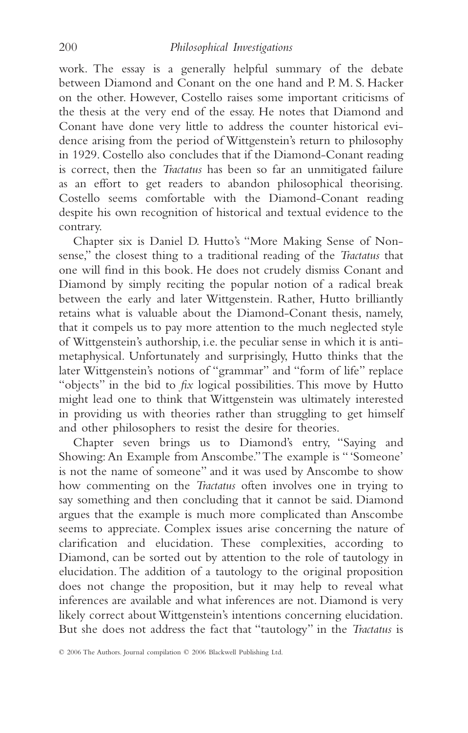work. The essay is a generally helpful summary of the debate between Diamond and Conant on the one hand and P. M. S. Hacker on the other. However, Costello raises some important criticisms of the thesis at the very end of the essay. He notes that Diamond and Conant have done very little to address the counter historical evidence arising from the period of Wittgenstein's return to philosophy in 1929. Costello also concludes that if the Diamond-Conant reading is correct, then the *Tractatus* has been so far an unmitigated failure as an effort to get readers to abandon philosophical theorising. Costello seems comfortable with the Diamond-Conant reading despite his own recognition of historical and textual evidence to the contrary.

Chapter six is Daniel D. Hutto's "More Making Sense of Nonsense," the closest thing to a traditional reading of the *Tractatus* that one will find in this book. He does not crudely dismiss Conant and Diamond by simply reciting the popular notion of a radical break between the early and later Wittgenstein. Rather, Hutto brilliantly retains what is valuable about the Diamond-Conant thesis, namely, that it compels us to pay more attention to the much neglected style of Wittgenstein's authorship, i.e. the peculiar sense in which it is anti-metaphysical. Unfortunately and surprisingly, Hutto thinks that the later Wittgenstein's notions of "grammar" and "form of life" replace "objects" in the bid to *fix* logical possibilities. This move by Hutto might lead one to think that Wittgenstein was ultimately interested in providing us with theories rather than struggling to get himself and other philosophers to resist the desire for theories.

Chapter seven brings us to Diamond's entry, "Saying and Showing: An Example from Anscombe." The example is "'Someone' is not the name of someone" and it was used by Anscombe to show how commenting on the *Tractatus* often involves one in trying to say something and then concluding that it cannot be said. Diamond argues that the example is much more complicated than Anscombe seems to appreciate. Complex issues arise concerning the nature of clarification and elucidation. These complexities, according to Diamond, can be sorted out by attention to the role of tautology in elucidation. The addition of a tautology to the original proposition does not change the proposition, but it may help to reveal what inferences are available and what inferences are not. Diamond is very likely correct about Wittgenstein's intentions concerning elucidation. But she does not address the fact that "tautology" in the *Tractatus* is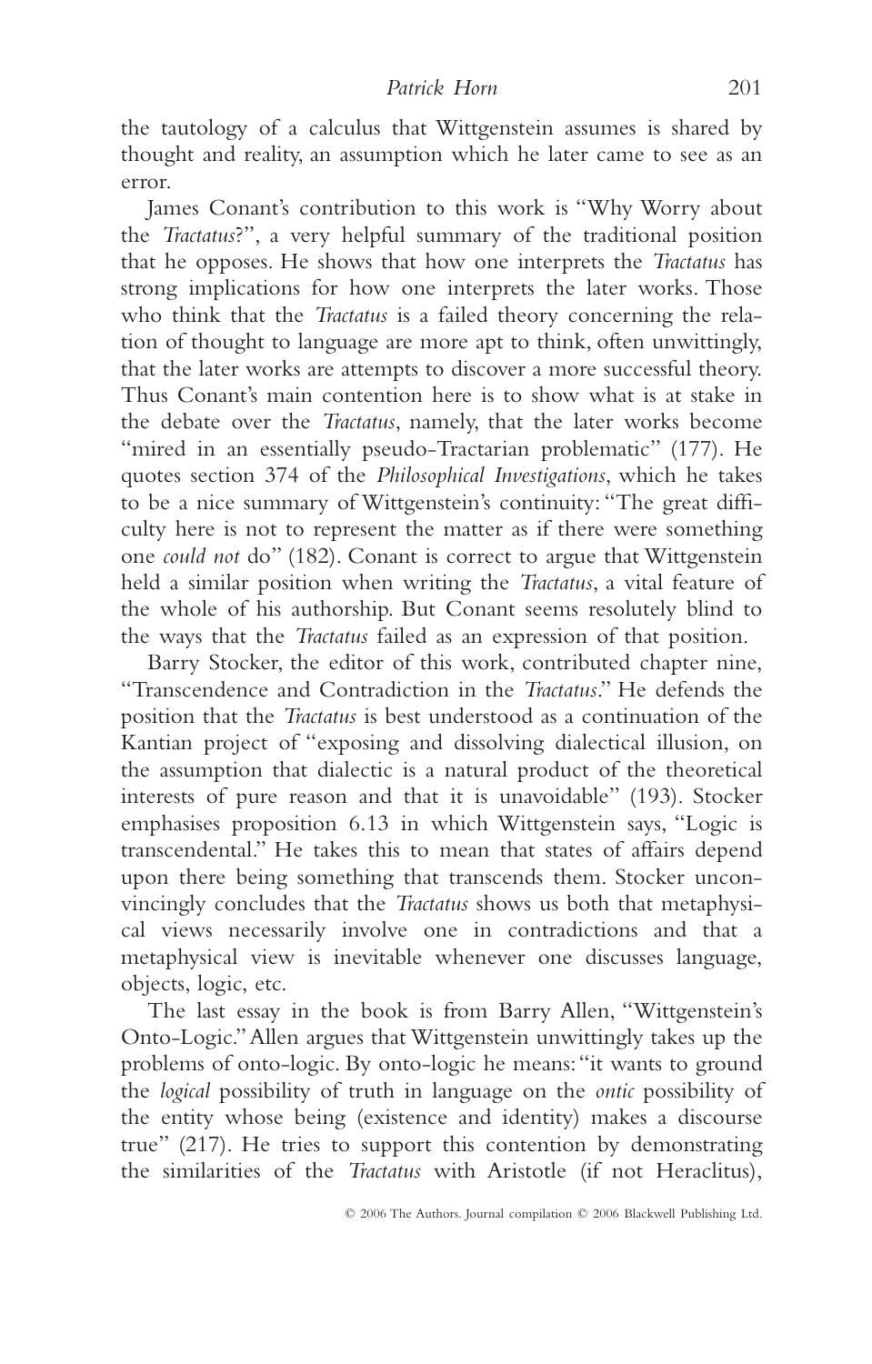the tautology of a calculus that Wittgenstein assumes is shared by thought and reality, an assumption which he later came to see as an error.

James Conant's contribution to this work is "Why Worry about the *Tractatus*?", a very helpful summary of the traditional position that he opposes. He shows that how one interprets the *Tractatus* has strong implications for how one interprets the later works. Those who think that the *Tractatus* is a failed theory concerning the relation of thought to language are more apt to think, often unwittingly, that the later works are attempts to discover a more successful theory. Thus Conant's main contention here is to show what is at stake in the debate over the *Tractatus*, namely, that the later works become "mired in an essentially pseudo-Tractarian problematic" (177). He quotes section 374 of the *Philosophical Investigations*, which he takes to be a nice summary of Wittgenstein's continuity: "The great difficulty here is not to represent the matter as if there were something one *could not* do" (182). Conant is correct to argue that Wittgenstein held a similar position when writing the *Tractatus*, a vital feature of the whole of his authorship. But Conant seems resolutely blind to the ways that the *Tractatus* failed as an expression of that position.

Barry Stocker, the editor of this work, contributed chapter nine, "Transcendence and Contradiction in the *Tractatus*." He defends the position that the *Tractatus* is best understood as a continuation of the Kantian project of "exposing and dissolving dialectical illusion, on the assumption that dialectic is a natural product of the theoretical interests of pure reason and that it is unavoidable" (193). Stocker emphasises proposition 6.13 in which Wittgenstein says, "Logic is transcendental." He takes this to mean that states of affairs depend upon there being something that transcends them. Stocker unconvincingly concludes that the *Tractatus* shows us both that metaphysical views necessarily involve one in contradictions and that a metaphysical view is inevitable whenever one discusses language, objects, logic, etc.

The last essay in the book is from Barry Allen, "Wittgenstein's Onto-Logic." Allen argues that Wittgenstein unwittingly takes up the problems of onto-logic. By onto-logic he means: "it wants to ground the *logical* possibility of truth in language on the *ontic* possibility of the entity whose being (existence and identity) makes a discourse true" (217). He tries to support this contention by demonstrating the similarities of the *Tractatus* with Aristotle (if not Heraclitus),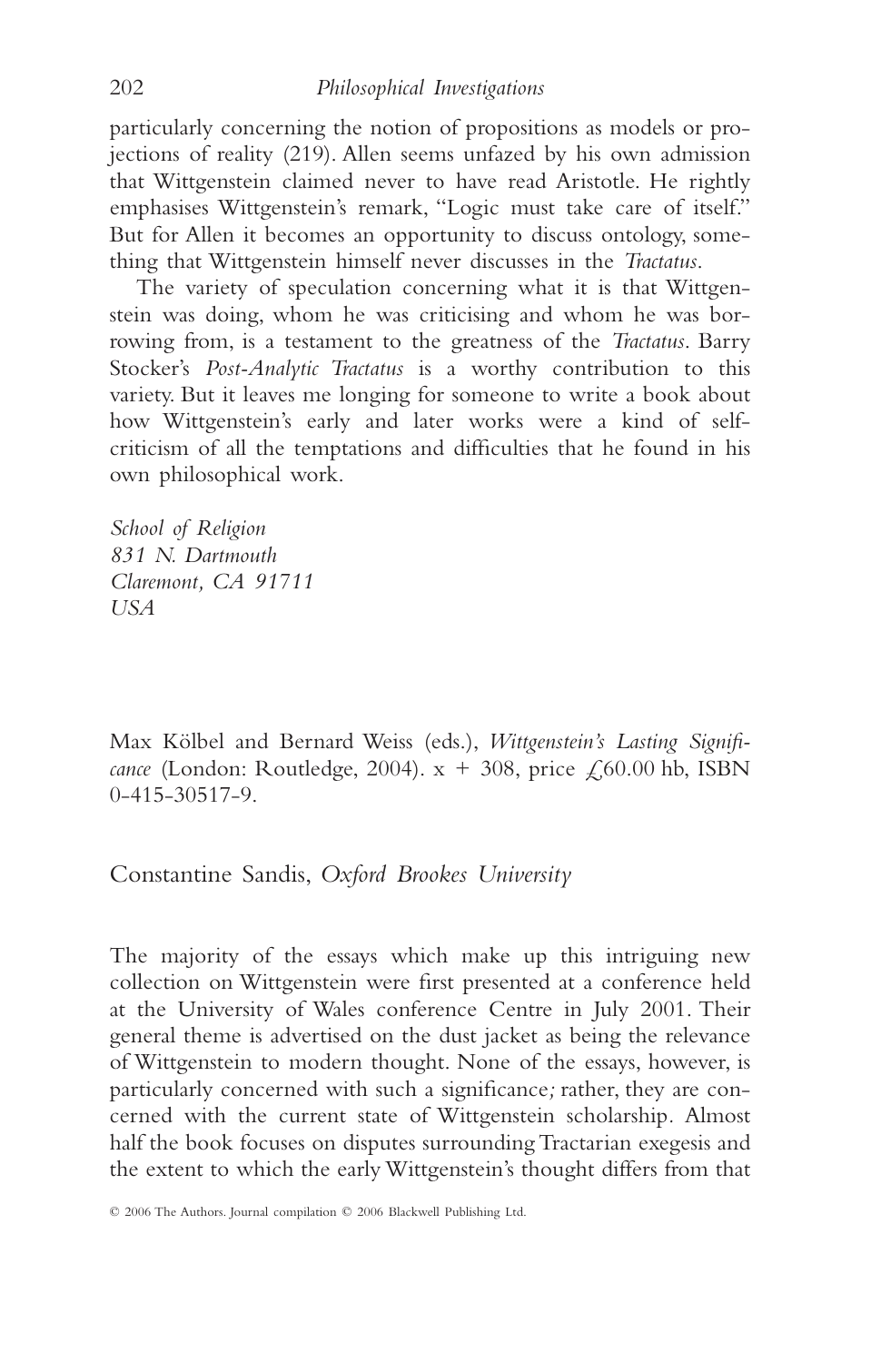particularly concerning the notion of propositions as models or projections of reality (219). Allen seems unfazed by his own admission that Wittgenstein claimed never to have read Aristotle. He rightly emphasises Wittgenstein's remark, "Logic must take care of itself." But for Allen it becomes an opportunity to discuss ontology, something that Wittgenstein himself never discusses in the *Tractatus*.

The variety of speculation concerning what it is that Wittgenstein was doing, whom he was criticising and whom he was borrowing from, is a testament to the greatness of the *Tractatus*. Barry Stocker's *Post-Analytic Tractatus* is a worthy contribution to this variety. But it leaves me longing for someone to write a book about how Wittgenstein's early and later works were a kind of self-criticism of all the temptations and difficulties that he found in his own philosophical work.

*School of Religion*
*831 N. Dartmouth*
*Claremont, CA 91711*
*USA*

Max Kölbel and Bernard Weiss (eds.), *Wittgenstein's Lasting Significance* (London: Routledge, 2004). x + 308, price £60.00 hb, ISBN 0-415-30517-9.

Constantine Sandis, *Oxford Brookes University*

The majority of the essays which make up this intriguing new collection on Wittgenstein were first presented at a conference held at the University of Wales conference Centre in July 2001. Their general theme is advertised on the dust jacket as being the relevance of Wittgenstein to modern thought. None of the essays, however, is particularly concerned with such a significance; rather, they are concerned with the current state of Wittgenstein scholarship. Almost half the book focuses on disputes surrounding Tractarian exegesis and the extent to which the early Wittgenstein's thought differs from that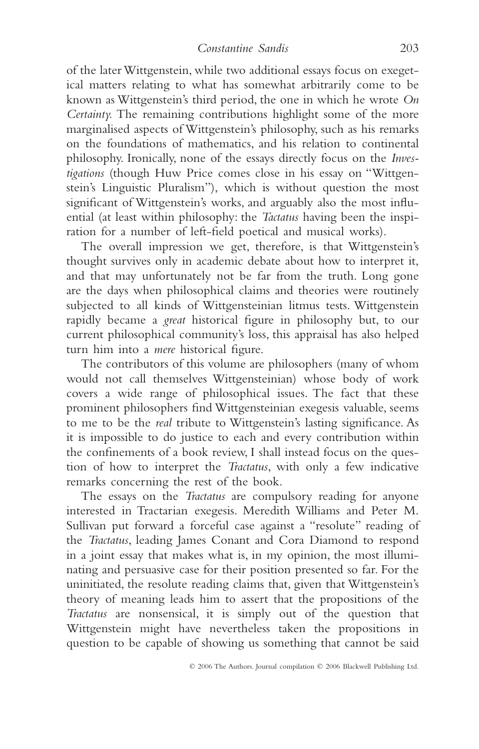of the later Wittgenstein, while two additional essays focus on exegetical matters relating to what has somewhat arbitrarily come to be known as Wittgenstein's third period, the one in which he wrote *On Certainty.* The remaining contributions highlight some of the more marginalised aspects of Wittgenstein's philosophy, such as his remarks on the foundations of mathematics, and his relation to continental philosophy. Ironically, none of the essays directly focus on the *Investigations* (though Huw Price comes close in his essay on "Wittgenstein's Linguistic Pluralism"), which is without question the most significant of Wittgenstein's works, and arguably also the most influential (at least within philosophy: the *Tactatus* having been the inspiration for a number of left-field poetical and musical works).

The overall impression we get, therefore, is that Wittgenstein's thought survives only in academic debate about how to interpret it, and that may unfortunately not be far from the truth. Long gone are the days when philosophical claims and theories were routinely subjected to all kinds of Wittgensteinian litmus tests. Wittgenstein rapidly became a *great* historical figure in philosophy but, to our current philosophical community's loss, this appraisal has also helped turn him into a *mere* historical figure.

The contributors of this volume are philosophers (many of whom would not call themselves Wittgensteinian) whose body of work covers a wide range of philosophical issues. The fact that these prominent philosophers find Wittgensteinian exegesis valuable, seems to me to be the *real* tribute to Wittgenstein's lasting significance. As it is impossible to do justice to each and every contribution within the confinements of a book review, I shall instead focus on the question of how to interpret the *Tractatus*, with only a few indicative remarks concerning the rest of the book.

The essays on the *Tractatus* are compulsory reading for anyone interested in Tractarian exegesis. Meredith Williams and Peter M. Sullivan put forward a forceful case against a "resolute" reading of the *Tractatus*, leading James Conant and Cora Diamond to respond in a joint essay that makes what is, in my opinion, the most illuminating and persuasive case for their position presented so far. For the uninitiated, the resolute reading claims that, given that Wittgenstein's theory of meaning leads him to assert that the propositions of the *Tractatus* are nonsensical, it is simply out of the question that Wittgenstein might have nevertheless taken the propositions in question to be capable of showing us something that cannot be said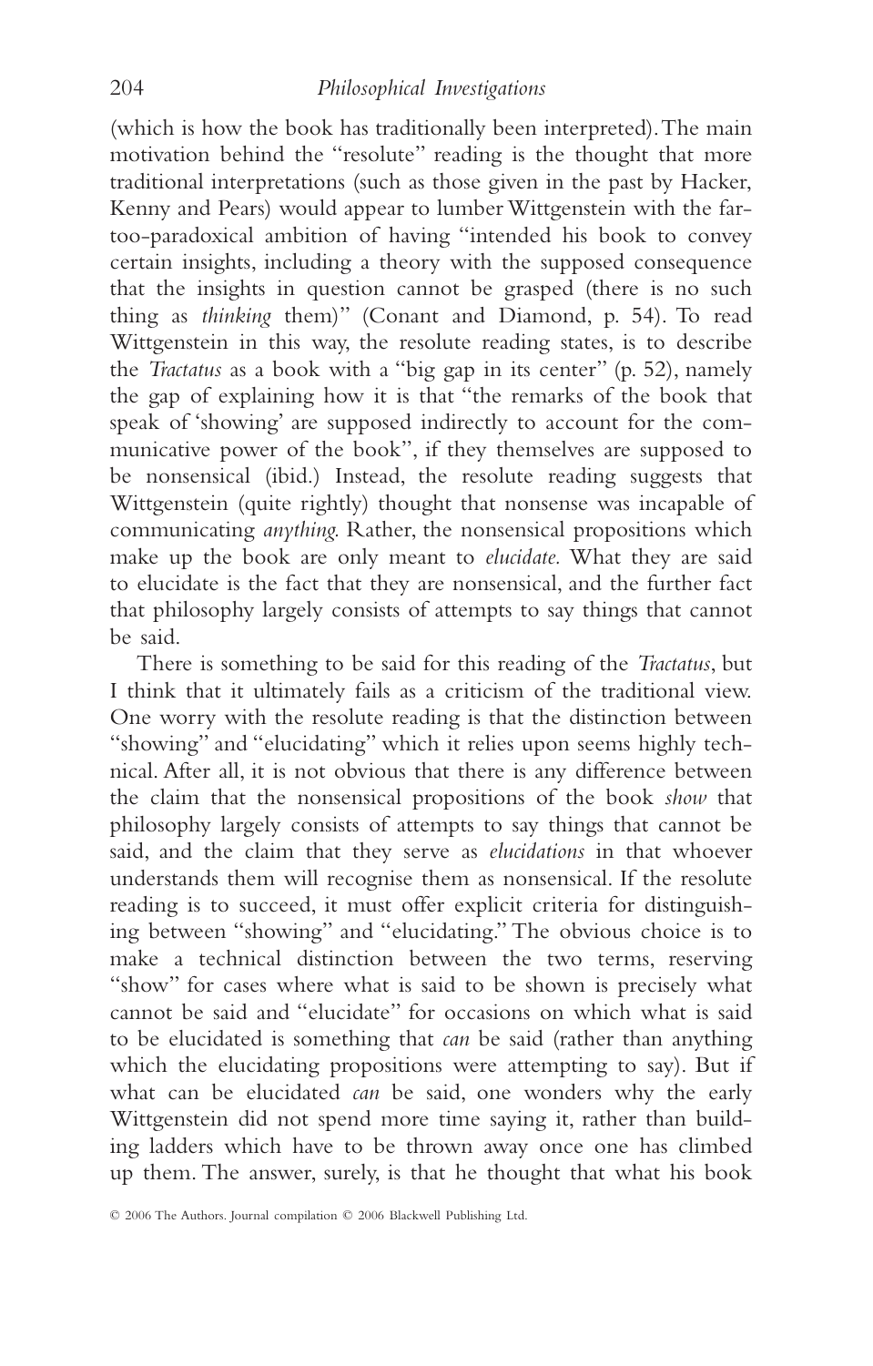(which is how the book has traditionally been interpreted). The main motivation behind the "resolute" reading is the thought that more traditional interpretations (such as those given in the past by Hacker, Kenny and Pears) would appear to lumber Wittgenstein with the far-too-paradoxical ambition of having "intended his book to convey certain insights, including a theory with the supposed consequence that the insights in question cannot be grasped (there is no such thing as *thinking* them)" (Conant and Diamond, p. 54). To read Wittgenstein in this way, the resolute reading states, is to describe the *Tractatus* as a book with a "big gap in its center" (p. 52), namely the gap of explaining how it is that "the remarks of the book that speak of 'showing' are supposed indirectly to account for the communicative power of the book", if they themselves are supposed to be nonsensical (ibid.) Instead, the resolute reading suggests that Wittgenstein (quite rightly) thought that nonsense was incapable of communicating *anything.* Rather, the nonsensical propositions which make up the book are only meant to *elucidate.* What they are said to elucidate is the fact that they are nonsensical, and the further fact that philosophy largely consists of attempts to say things that cannot be said.

There is something to be said for this reading of the *Tractatus*, but I think that it ultimately fails as a criticism of the traditional view. One worry with the resolute reading is that the distinction between "showing" and "elucidating" which it relies upon seems highly technical. After all, it is not obvious that there is any difference between the claim that the nonsensical propositions of the book *show* that philosophy largely consists of attempts to say things that cannot be said, and the claim that they serve as *elucidations* in that whoever understands them will recognise them as nonsensical. If the resolute reading is to succeed, it must offer explicit criteria for distinguishing between "showing" and "elucidating." The obvious choice is to make a technical distinction between the two terms, reserving "show" for cases where what is said to be shown is precisely what cannot be said and "elucidate" for occasions on which what is said to be elucidated is something that *can* be said (rather than anything which the elucidating propositions were attempting to say). But if what can be elucidated *can* be said, one wonders why the early Wittgenstein did not spend more time saying it, rather than building ladders which have to be thrown away once one has climbed up them. The answer, surely, is that he thought that what his book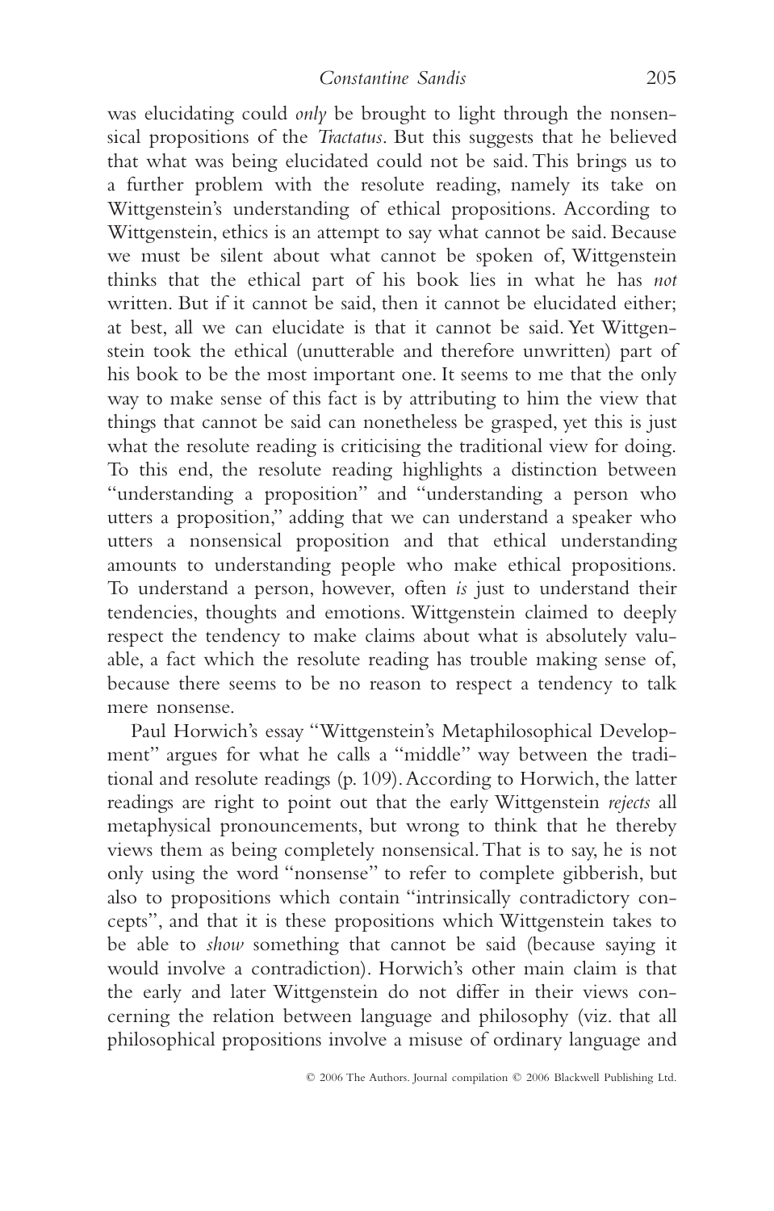was elucidating could *only* be brought to light through the nonsensical propositions of the *Tractatus*. But this suggests that he believed that what was being elucidated could not be said. This brings us to a further problem with the resolute reading, namely its take on Wittgenstein's understanding of ethical propositions. According to Wittgenstein, ethics is an attempt to say what cannot be said. Because we must be silent about what cannot be spoken of, Wittgenstein thinks that the ethical part of his book lies in what he has *not* written. But if it cannot be said, then it cannot be elucidated either; at best, all we can elucidate is that it cannot be said. Yet Wittgenstein took the ethical (unutterable and therefore unwritten) part of his book to be the most important one. It seems to me that the only way to make sense of this fact is by attributing to him the view that things that cannot be said can nonetheless be grasped, yet this is just what the resolute reading is criticising the traditional view for doing. To this end, the resolute reading highlights a distinction between "understanding a proposition" and "understanding a person who utters a proposition," adding that we can understand a speaker who utters a nonsensical proposition and that ethical understanding amounts to understanding people who make ethical propositions. To understand a person, however, often *is* just to understand their tendencies, thoughts and emotions. Wittgenstein claimed to deeply respect the tendency to make claims about what is absolutely valuable, a fact which the resolute reading has trouble making sense of, because there seems to be no reason to respect a tendency to talk mere nonsense.

Paul Horwich's essay "Wittgenstein's Metaphilosophical Development" argues for what he calls a "middle" way between the traditional and resolute readings (p. 109). According to Horwich, the latter readings are right to point out that the early Wittgenstein *rejects* all metaphysical pronouncements, but wrong to think that he thereby views them as being completely nonsensical. That is to say, he is not only using the word "nonsense" to refer to complete gibberish, but also to propositions which contain "intrinsically contradictory concepts", and that it is these propositions which Wittgenstein takes to be able to *show* something that cannot be said (because saying it would involve a contradiction). Horwich's other main claim is that the early and later Wittgenstein do not differ in their views concerning the relation between language and philosophy (viz. that all philosophical propositions involve a misuse of ordinary language and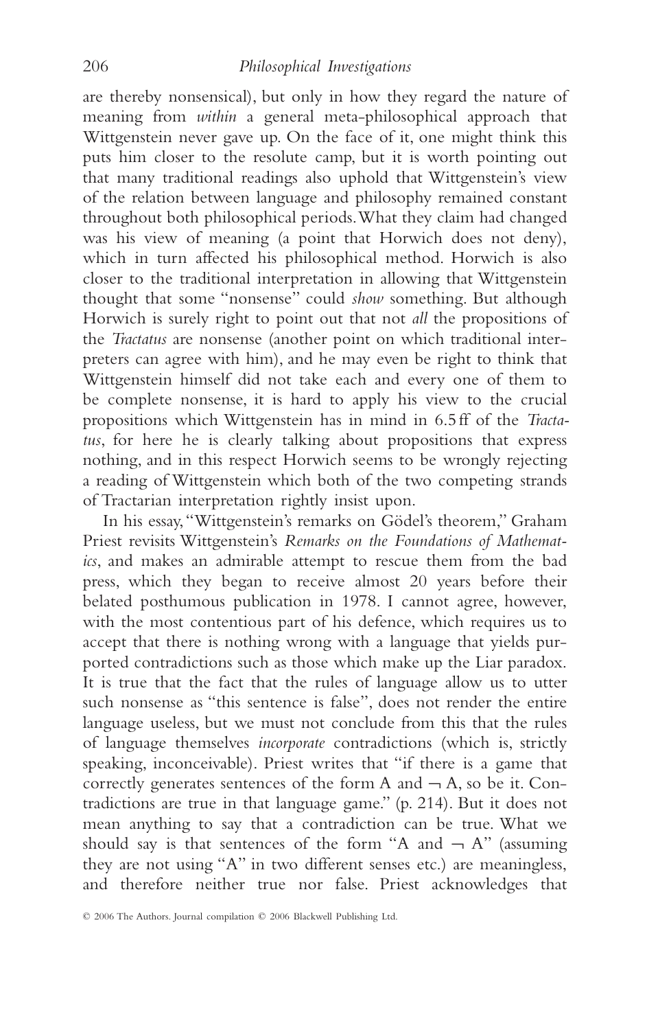are thereby nonsensical), but only in how they regard the nature of meaning from *within* a general meta-philosophical approach that Wittgenstein never gave up. On the face of it, one might think this puts him closer to the resolute camp, but it is worth pointing out that many traditional readings also uphold that Wittgenstein's view of the relation between language and philosophy remained constant throughout both philosophical periods. What they claim had changed was his view of meaning (a point that Horwich does not deny), which in turn affected his philosophical method. Horwich is also closer to the traditional interpretation in allowing that Wittgenstein thought that some "nonsense" could *show* something. But although Horwich is surely right to point out that not *all* the propositions of the *Tractatus* are nonsense (another point on which traditional interpreters can agree with him), and he may even be right to think that Wittgenstein himself did not take each and every one of them to be complete nonsense, it is hard to apply his view to the crucial propositions which Wittgenstein has in mind in 6.5 ff of the *Tractatus*, for here he is clearly talking about propositions that express nothing, and in this respect Horwich seems to be wrongly rejecting a reading of Wittgenstein which both of the two competing strands of Tractarian interpretation rightly insist upon.

In his essay, "Wittgenstein's remarks on Gödel's theorem," Graham Priest revisits Wittgenstein's *Remarks on the Foundations of Mathematics*, and makes an admirable attempt to rescue them from the bad press, which they began to receive almost 20 years before their belated posthumous publication in 1978. I cannot agree, however, with the most contentious part of his defence, which requires us to accept that there is nothing wrong with a language that yields purported contradictions such as those which make up the Liar paradox. It is true that the fact that the rules of language allow us to utter such nonsense as "this sentence is false", does not render the entire language useless, but we must not conclude from this that the rules of language themselves *incorporate* contradictions (which is, strictly speaking, inconceivable). Priest writes that "if there is a game that correctly generates sentences of the form A and $\neg$ A, so be it. Contradictions are true in that language game." (p. 214). But it does not mean anything to say that a contradiction can be true. What we should say is that sentences of the form "A and $\neg$ A" (assuming they are not using "A" in two different senses etc.) are meaningless, and therefore neither true nor false. Priest acknowledges that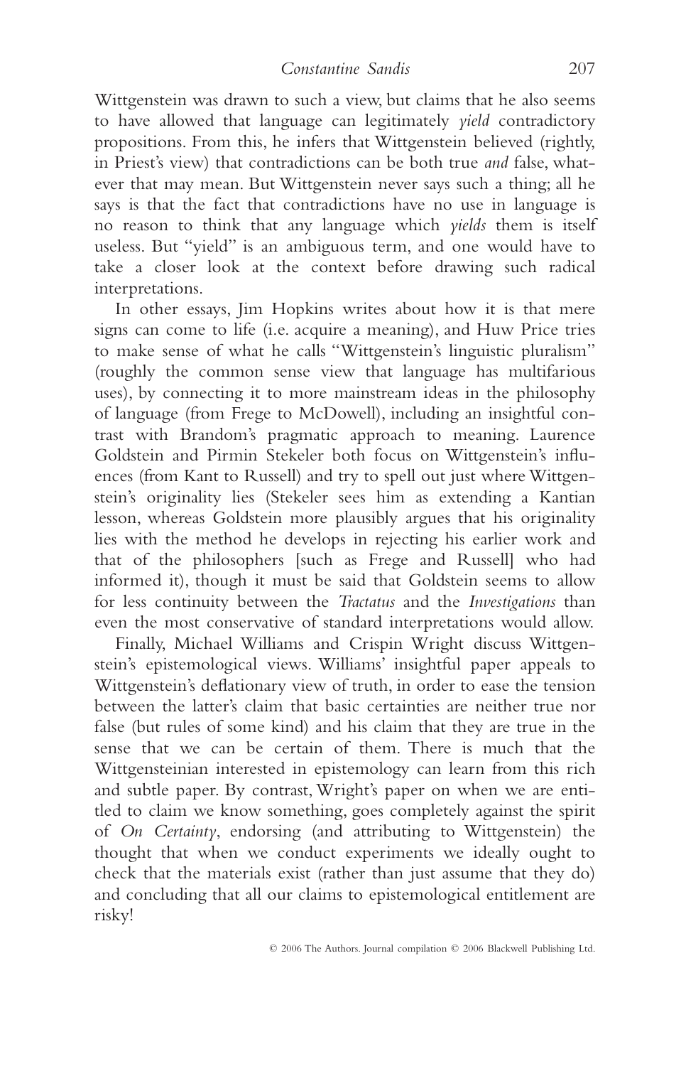Wittgenstein was drawn to such a view, but claims that he also seems to have allowed that language can legitimately *yield* contradictory propositions. From this, he infers that Wittgenstein believed (rightly, in Priest's view) that contradictions can be both true *and* false, whatever that may mean. But Wittgenstein never says such a thing; all he says is that the fact that contradictions have no use in language is no reason to think that any language which *yields* them is itself useless. But "yield" is an ambiguous term, and one would have to take a closer look at the context before drawing such radical interpretations.

In other essays, Jim Hopkins writes about how it is that mere signs can come to life (i.e. acquire a meaning), and Huw Price tries to make sense of what he calls "Wittgenstein's linguistic pluralism" (roughly the common sense view that language has multifarious uses), by connecting it to more mainstream ideas in the philosophy of language (from Frege to McDowell), including an insightful contrast with Brandom's pragmatic approach to meaning. Laurence Goldstein and Pirmin Stekeler both focus on Wittgenstein's influences (from Kant to Russell) and try to spell out just where Wittgenstein's originality lies (Stekeler sees him as extending a Kantian lesson, whereas Goldstein more plausibly argues that his originality lies with the method he develops in rejecting his earlier work and that of the philosophers [such as Frege and Russell] who had informed it), though it must be said that Goldstein seems to allow for less continuity between the *Tractatus* and the *Investigations* than even the most conservative of standard interpretations would allow.

Finally, Michael Williams and Crispin Wright discuss Wittgenstein's epistemological views. Williams' insightful paper appeals to Wittgenstein's deflationary view of truth, in order to ease the tension between the latter's claim that basic certainties are neither true nor false (but rules of some kind) and his claim that they are true in the sense that we can be certain of them. There is much that the Wittgensteinian interested in epistemology can learn from this rich and subtle paper. By contrast, Wright's paper on when we are entitled to claim we know something, goes completely against the spirit of *On Certainty*, endorsing (and attributing to Wittgenstein) the thought that when we conduct experiments we ideally ought to check that the materials exist (rather than just assume that they do) and concluding that all our claims to epistemological entitlement are risky!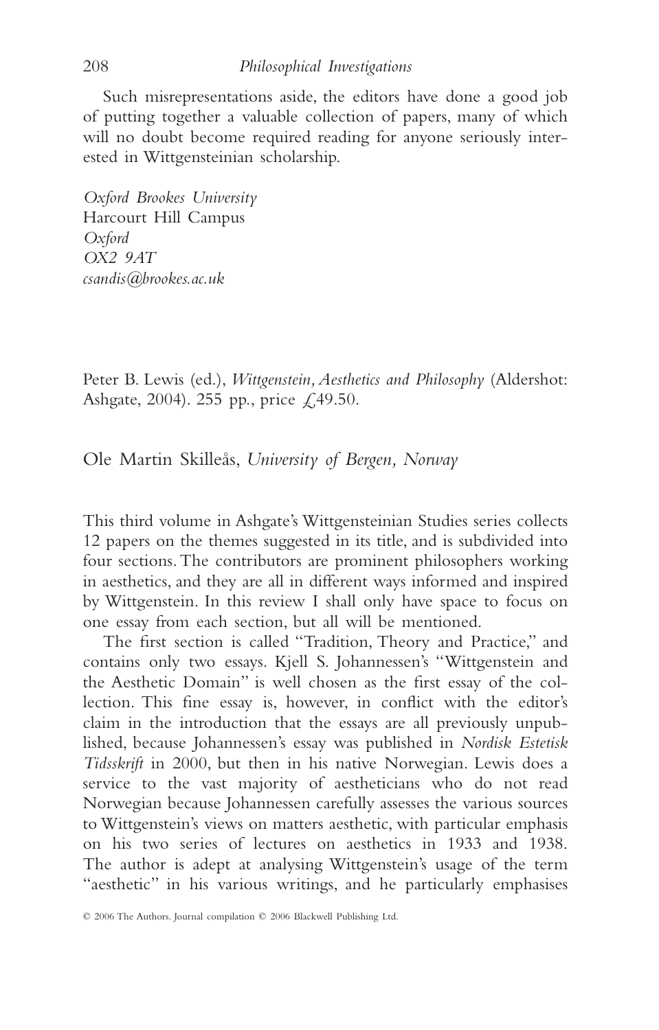Such misrepresentations aside, the editors have done a good job of putting together a valuable collection of papers, many of which will no doubt become required reading for anyone seriously interested in Wittgensteinian scholarship.

*Oxford Brookes University*
Harcourt Hill Campus
*Oxford*
*OX2 9AT*
*csandis@brookes.ac.uk*

Peter B. Lewis (ed.), *Wittgenstein, Aesthetics and Philosophy* (Aldershot: Ashgate, 2004). 255 pp., price £49.50.

Ole Martin Skilleås, *University of Bergen, Norway*

This third volume in Ashgate's Wittgensteinian Studies series collects 12 papers on the themes suggested in its title, and is subdivided into four sections. The contributors are prominent philosophers working in aesthetics, and they are all in different ways informed and inspired by Wittgenstein. In this review I shall only have space to focus on one essay from each section, but all will be mentioned.

The first section is called "Tradition, Theory and Practice," and contains only two essays. Kjell S. Johannessen's "Wittgenstein and the Aesthetic Domain" is well chosen as the first essay of the collection. This fine essay is, however, in conflict with the editor's claim in the introduction that the essays are all previously unpublished, because Johannessen's essay was published in *Nordisk Estetisk Tidsskrift* in 2000, but then in his native Norwegian. Lewis does a service to the vast majority of aestheticians who do not read Norwegian because Johannessen carefully assesses the various sources to Wittgenstein's views on matters aesthetic, with particular emphasis on his two series of lectures on aesthetics in 1933 and 1938. The author is adept at analysing Wittgenstein's usage of the term "aesthetic" in his various writings, and he particularly emphasises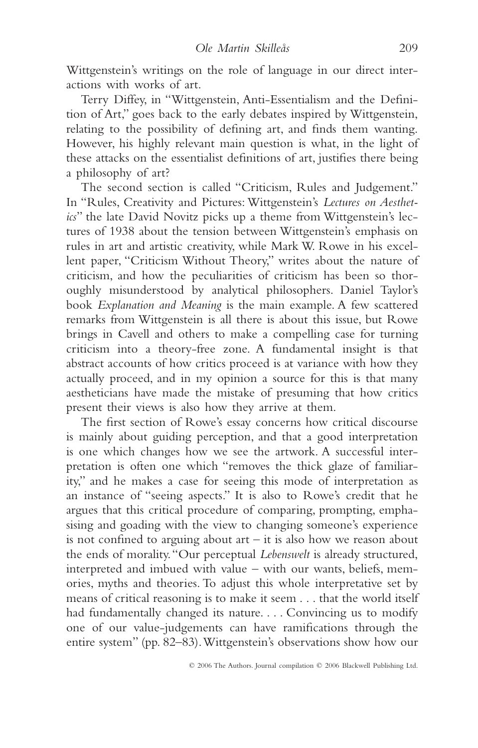Wittgenstein's writings on the role of language in our direct interactions with works of art.

Terry Diffey, in "Wittgenstein, Anti-Essentialism and the Definition of Art," goes back to the early debates inspired by Wittgenstein, relating to the possibility of defining art, and finds them wanting. However, his highly relevant main question is what, in the light of these attacks on the essentialist definitions of art, justifies there being a philosophy of art?

The second section is called "Criticism, Rules and Judgement." In "Rules, Creativity and Pictures: Wittgenstein's *Lectures on Aesthetics*" the late David Novitz picks up a theme from Wittgenstein's lectures of 1938 about the tension between Wittgenstein's emphasis on rules in art and artistic creativity, while Mark W. Rowe in his excellent paper, "Criticism Without Theory," writes about the nature of criticism, and how the peculiarities of criticism has been so thoroughly misunderstood by analytical philosophers. Daniel Taylor's book *Explanation and Meaning* is the main example. A few scattered remarks from Wittgenstein is all there is about this issue, but Rowe brings in Cavell and others to make a compelling case for turning criticism into a theory-free zone. A fundamental insight is that abstract accounts of how critics proceed is at variance with how they actually proceed, and in my opinion a source for this is that many aestheticians have made the mistake of presuming that how critics present their views is also how they arrive at them.

The first section of Rowe's essay concerns how critical discourse is mainly about guiding perception, and that a good interpretation is one which changes how we see the artwork. A successful interpretation is often one which "removes the thick glaze of familiarity," and he makes a case for seeing this mode of interpretation as an instance of "seeing aspects." It is also to Rowe's credit that he argues that this critical procedure of comparing, prompting, emphasising and goading with the view to changing someone's experience is not confined to arguing about art – it is also how we reason about the ends of morality. "Our perceptual *Lebenswelt* is already structured, interpreted and imbued with value – with our wants, beliefs, memories, myths and theories. To adjust this whole interpretative set by means of critical reasoning is to make it seem . . . that the world itself had fundamentally changed its nature. . . . Convincing us to modify one of our value-judgements can have ramifications through the entire system" (pp. 82–83). Wittgenstein's observations show how our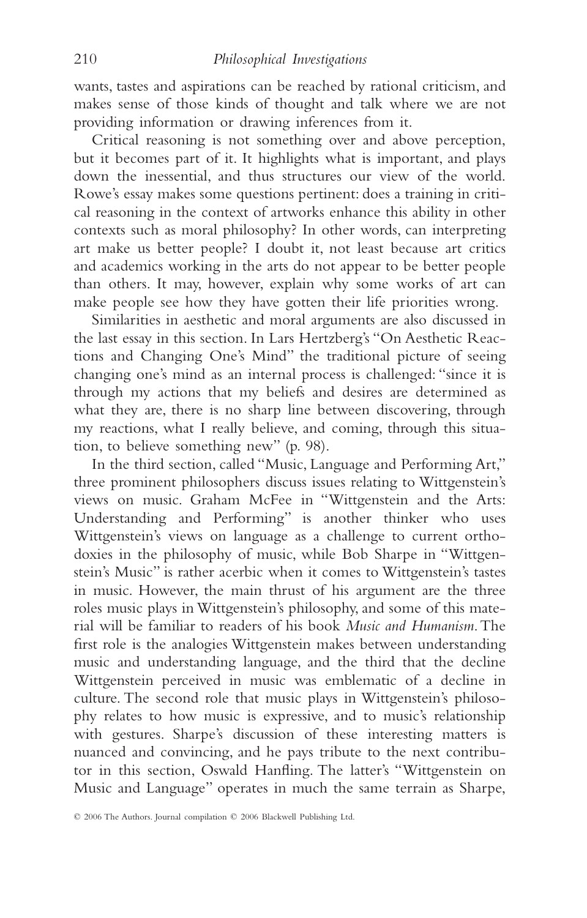wants, tastes and aspirations can be reached by rational criticism, and makes sense of those kinds of thought and talk where we are not providing information or drawing inferences from it.

Critical reasoning is not something over and above perception, but it becomes part of it. It highlights what is important, and plays down the inessential, and thus structures our view of the world. Rowe's essay makes some questions pertinent: does a training in critical reasoning in the context of artworks enhance this ability in other contexts such as moral philosophy? In other words, can interpreting art make us better people? I doubt it, not least because art critics and academics working in the arts do not appear to be better people than others. It may, however, explain why some works of art can make people see how they have gotten their life priorities wrong.

Similarities in aesthetic and moral arguments are also discussed in the last essay in this section. In Lars Hertzberg's "On Aesthetic Reactions and Changing One's Mind" the traditional picture of seeing changing one's mind as an internal process is challenged: "since it is through my actions that my beliefs and desires are determined as what they are, there is no sharp line between discovering, through my reactions, what I really believe, and coming, through this situation, to believe something new" (p. 98).

In the third section, called "Music, Language and Performing Art," three prominent philosophers discuss issues relating to Wittgenstein's views on music. Graham McFee in "Wittgenstein and the Arts: Understanding and Performing" is another thinker who uses Wittgenstein's views on language as a challenge to current orthodoxies in the philosophy of music, while Bob Sharpe in "Wittgenstein's Music" is rather acerbic when it comes to Wittgenstein's tastes in music. However, the main thrust of his argument are the three roles music plays in Wittgenstein's philosophy, and some of this material will be familiar to readers of his book *Music and Humanism*. The first role is the analogies Wittgenstein makes between understanding music and understanding language, and the third that the decline Wittgenstein perceived in music was emblematic of a decline in culture. The second role that music plays in Wittgenstein's philosophy relates to how music is expressive, and to music's relationship with gestures. Sharpe's discussion of these interesting matters is nuanced and convincing, and he pays tribute to the next contributor in this section, Oswald Hanfling. The latter's "Wittgenstein on Music and Language" operates in much the same terrain as Sharpe,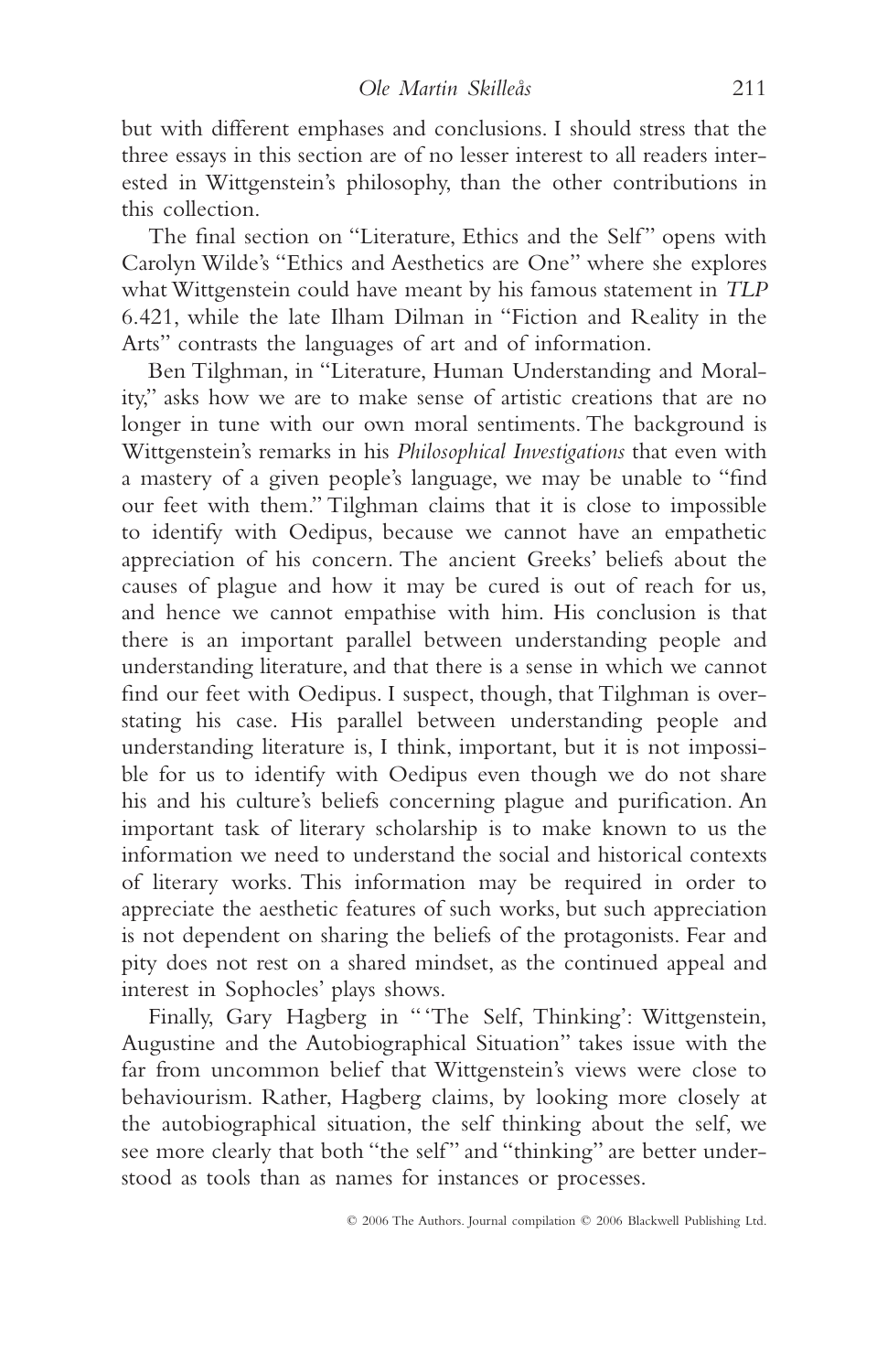but with different emphases and conclusions. I should stress that the three essays in this section are of no lesser interest to all readers interested in Wittgenstein's philosophy, than the other contributions in this collection.

The final section on "Literature, Ethics and the Self" opens with Carolyn Wilde's "Ethics and Aesthetics are One" where she explores what Wittgenstein could have meant by his famous statement in *TLP* 6.421, while the late Ilham Dilman in "Fiction and Reality in the Arts" contrasts the languages of art and of information.

Ben Tilghman, in "Literature, Human Understanding and Morality," asks how we are to make sense of artistic creations that are no longer in tune with our own moral sentiments. The background is Wittgenstein's remarks in his *Philosophical Investigations* that even with a mastery of a given people's language, we may be unable to "find our feet with them." Tilghman claims that it is close to impossible to identify with Oedipus, because we cannot have an empathetic appreciation of his concern. The ancient Greeks' beliefs about the causes of plague and how it may be cured is out of reach for us, and hence we cannot empathise with him. His conclusion is that there is an important parallel between understanding people and understanding literature, and that there is a sense in which we cannot find our feet with Oedipus. I suspect, though, that Tilghman is overstating his case. His parallel between understanding people and understanding literature is, I think, important, but it is not impossible for us to identify with Oedipus even though we do not share his and his culture's beliefs concerning plague and purification. An important task of literary scholarship is to make known to us the information we need to understand the social and historical contexts of literary works. This information may be required in order to appreciate the aesthetic features of such works, but such appreciation is not dependent on sharing the beliefs of the protagonists. Fear and pity does not rest on a shared mindset, as the continued appeal and interest in Sophocles' plays shows.

Finally, Gary Hagberg in "'The Self, Thinking': Wittgenstein, Augustine and the Autobiographical Situation" takes issue with the far from uncommon belief that Wittgenstein's views were close to behaviourism. Rather, Hagberg claims, by looking more closely at the autobiographical situation, the self thinking about the self, we see more clearly that both "the self" and "thinking" are better understood as tools than as names for instances or processes.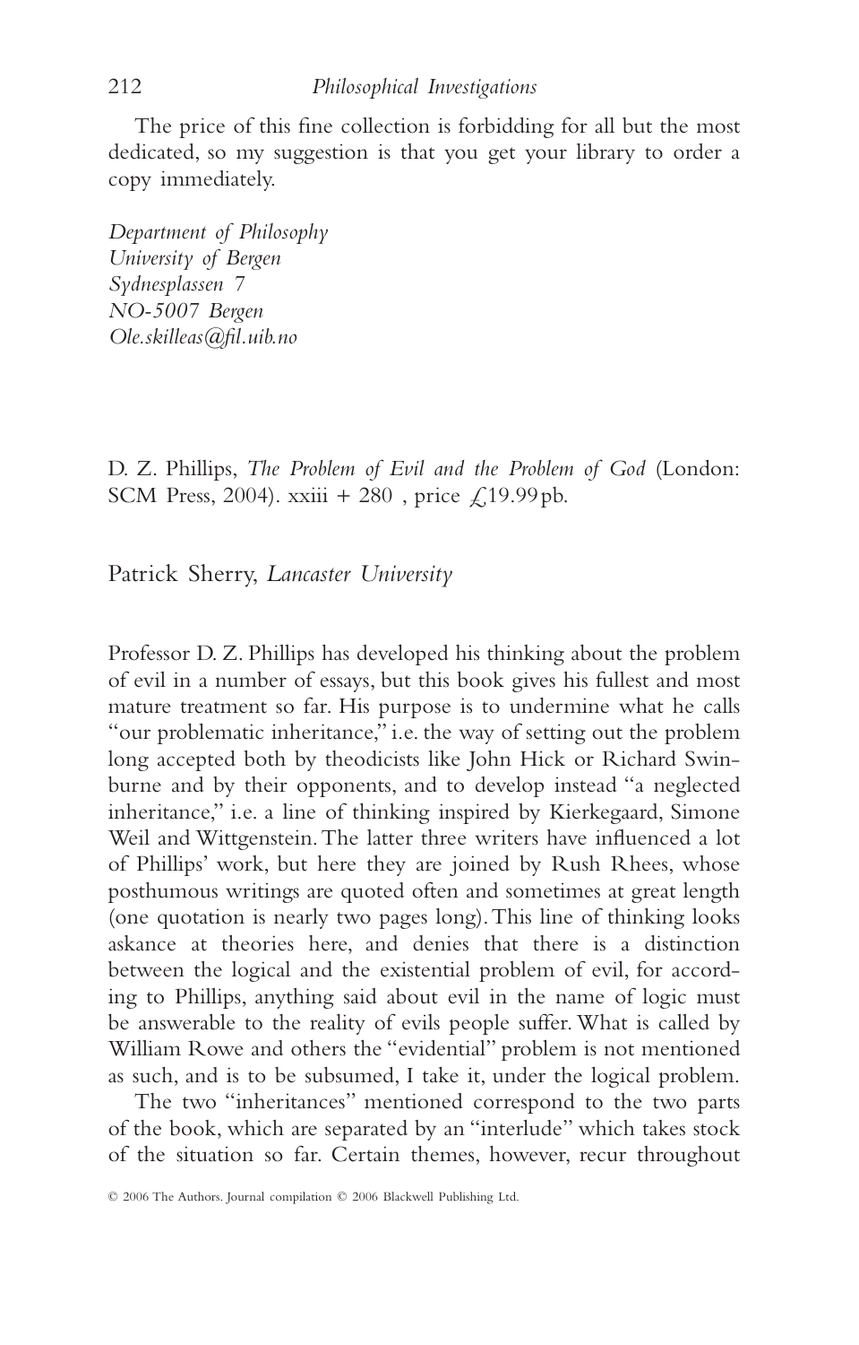The price of this fine collection is forbidding for all but the most dedicated, so my suggestion is that you get your library to order a copy immediately.

*Department of Philosophy*
*University of Bergen*
*Sydnesplassen 7*
*NO-5007 Bergen*
*Ole.skilleas@fil.uib.no*

D. Z. Phillips, *The Problem of Evil and the Problem of God* (London: SCM Press, 2004). xxiii + 280 , price £19.99 pb.

Patrick Sherry, *Lancaster University*

Professor D. Z. Phillips has developed his thinking about the problem of evil in a number of essays, but this book gives his fullest and most mature treatment so far. His purpose is to undermine what he calls "our problematic inheritance," i.e. the way of setting out the problem long accepted both by theodicists like John Hick or Richard Swinburne and by their opponents, and to develop instead "a neglected inheritance," i.e. a line of thinking inspired by Kierkegaard, Simone Weil and Wittgenstein. The latter three writers have influenced a lot of Phillips' work, but here they are joined by Rush Rhees, whose posthumous writings are quoted often and sometimes at great length (one quotation is nearly two pages long). This line of thinking looks askance at theories here, and denies that there is a distinction between the logical and the existential problem of evil, for according to Phillips, anything said about evil in the name of logic must be answerable to the reality of evils people suffer. What is called by William Rowe and others the "evidential" problem is not mentioned as such, and is to be subsumed, I take it, under the logical problem.

The two "inheritances" mentioned correspond to the two parts of the book, which are separated by an "interlude" which takes stock of the situation so far. Certain themes, however, recur throughout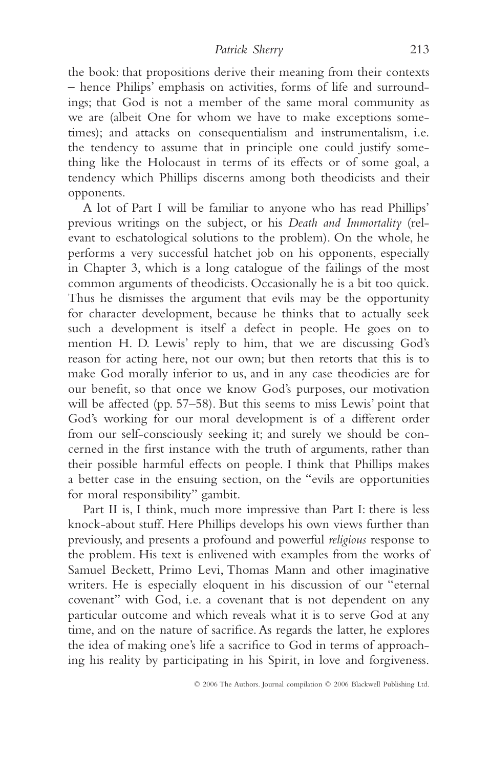the book: that propositions derive their meaning from their contexts – hence Philips' emphasis on activities, forms of life and surroundings; that God is not a member of the same moral community as we are (albeit One for whom we have to make exceptions sometimes); and attacks on consequentialism and instrumentalism, i.e. the tendency to assume that in principle one could justify something like the Holocaust in terms of its effects or of some goal, a tendency which Phillips discerns among both theodicists and their opponents.

A lot of Part I will be familiar to anyone who has read Phillips' previous writings on the subject, or his *Death and Immortality* (relevant to eschatological solutions to the problem). On the whole, he performs a very successful hatchet job on his opponents, especially in Chapter 3, which is a long catalogue of the failings of the most common arguments of theodicists. Occasionally he is a bit too quick. Thus he dismisses the argument that evils may be the opportunity for character development, because he thinks that to actually seek such a development is itself a defect in people. He goes on to mention H. D. Lewis' reply to him, that we are discussing God's reason for acting here, not our own; but then retorts that this is to make God morally inferior to us, and in any case theodicies are for our benefit, so that once we know God's purposes, our motivation will be affected (pp. 57–58). But this seems to miss Lewis' point that God's working for our moral development is of a different order from our self-consciously seeking it; and surely we should be concerned in the first instance with the truth of arguments, rather than their possible harmful effects on people. I think that Phillips makes a better case in the ensuing section, on the "evils are opportunities for moral responsibility" gambit.

Part II is, I think, much more impressive than Part I: there is less knock-about stuff. Here Phillips develops his own views further than previously, and presents a profound and powerful *religious* response to the problem. His text is enlivened with examples from the works of Samuel Beckett, Primo Levi, Thomas Mann and other imaginative writers. He is especially eloquent in his discussion of our "eternal covenant" with God, i.e. a covenant that is not dependent on any particular outcome and which reveals what it is to serve God at any time, and on the nature of sacrifice. As regards the latter, he explores the idea of making one's life a sacrifice to God in terms of approaching his reality by participating in his Spirit, in love and forgiveness.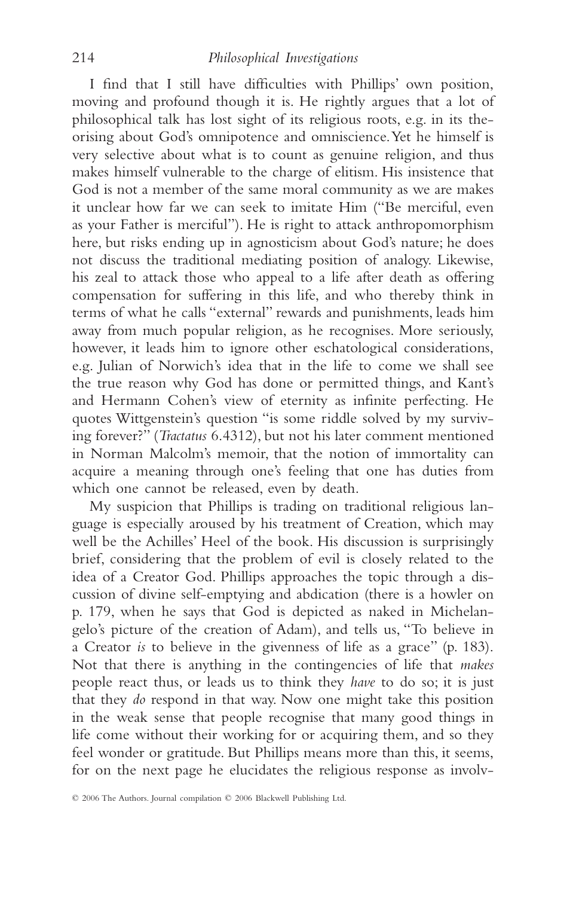I find that I still have difficulties with Phillips' own position, moving and profound though it is. He rightly argues that a lot of philosophical talk has lost sight of its religious roots, e.g. in its theorising about God's omnipotence and omniscience. Yet he himself is very selective about what is to count as genuine religion, and thus makes himself vulnerable to the charge of elitism. His insistence that God is not a member of the same moral community as we are makes it unclear how far we can seek to imitate Him ("Be merciful, even as your Father is merciful"). He is right to attack anthropomorphism here, but risks ending up in agnosticism about God's nature; he does not discuss the traditional mediating position of analogy. Likewise, his zeal to attack those who appeal to a life after death as offering compensation for suffering in this life, and who thereby think in terms of what he calls "external" rewards and punishments, leads him away from much popular religion, as he recognises. More seriously, however, it leads him to ignore other eschatological considerations, e.g. Julian of Norwich's idea that in the life to come we shall see the true reason why God has done or permitted things, and Kant's and Hermann Cohen's view of eternity as infinite perfecting. He quotes Wittgenstein's question "is some riddle solved by my surviving forever?" (*Tractatus* 6.4312), but not his later comment mentioned in Norman Malcolm's memoir, that the notion of immortality can acquire a meaning through one's feeling that one has duties from which one cannot be released, even by death.

My suspicion that Phillips is trading on traditional religious language is especially aroused by his treatment of Creation, which may well be the Achilles' Heel of the book. His discussion is surprisingly brief, considering that the problem of evil is closely related to the idea of a Creator God. Phillips approaches the topic through a discussion of divine self-emptying and abdication (there is a howler on p. 179, when he says that God is depicted as naked in Michelangelo's picture of the creation of Adam), and tells us, "To believe in a Creator *is* to believe in the givenness of life as a grace" (p. 183). Not that there is anything in the contingencies of life that *makes* people react thus, or leads us to think they *have* to do so; it is just that they *do* respond in that way. Now one might take this position in the weak sense that people recognise that many good things in life come without their working for or acquiring them, and so they feel wonder or gratitude. But Phillips means more than this, it seems, for on the next page he elucidates the religious response as involv-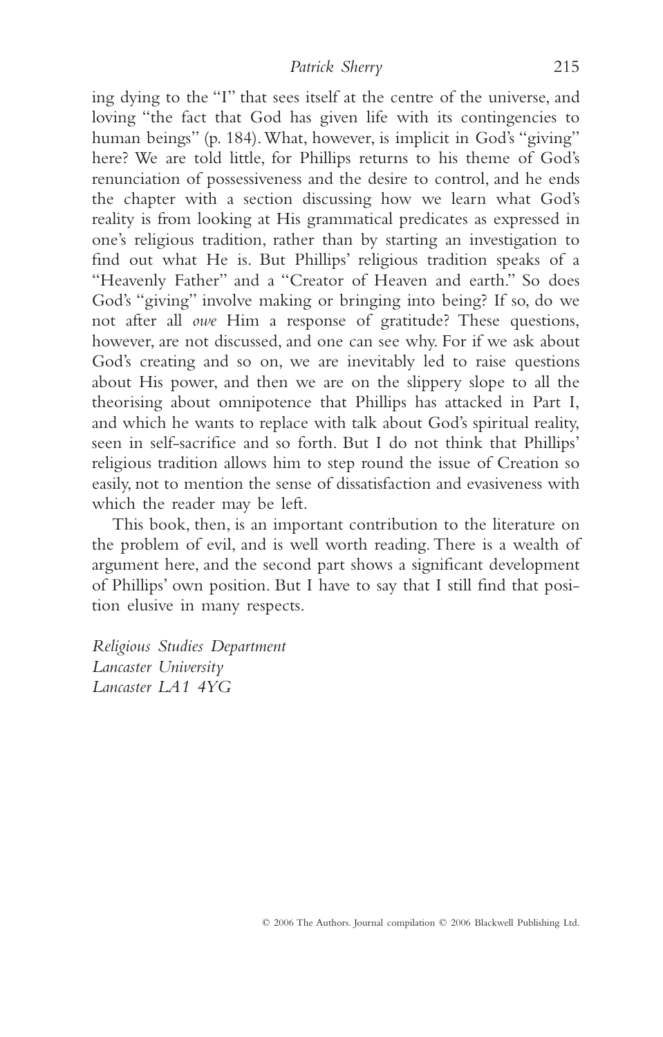ing dying to the "I" that sees itself at the centre of the universe, and loving "the fact that God has given life with its contingencies to human beings" (p. 184). What, however, is implicit in God's "giving" here? We are told little, for Phillips returns to his theme of God's renunciation of possessiveness and the desire to control, and he ends the chapter with a section discussing how we learn what God's reality is from looking at His grammatical predicates as expressed in one's religious tradition, rather than by starting an investigation to find out what He is. But Phillips' religious tradition speaks of a "Heavenly Father" and a "Creator of Heaven and earth." So does God's "giving" involve making or bringing into being? If so, do we not after all *owe* Him a response of gratitude? These questions, however, are not discussed, and one can see why. For if we ask about God's creating and so on, we are inevitably led to raise questions about His power, and then we are on the slippery slope to all the theorising about omnipotence that Phillips has attacked in Part I, and which he wants to replace with talk about God's spiritual reality, seen in self-sacrifice and so forth. But I do not think that Phillips' religious tradition allows him to step round the issue of Creation so easily, not to mention the sense of dissatisfaction and evasiveness with which the reader may be left.

This book, then, is an important contribution to the literature on the problem of evil, and is well worth reading. There is a wealth of argument here, and the second part shows a significant development of Phillips' own position. But I have to say that I still find that position elusive in many respects.

*Religious Studies Department*
*Lancaster University*
*Lancaster LA1 4YG*

© 2006 The Authors. Journal compilation © 2006 Blackwell Publishing Ltd.